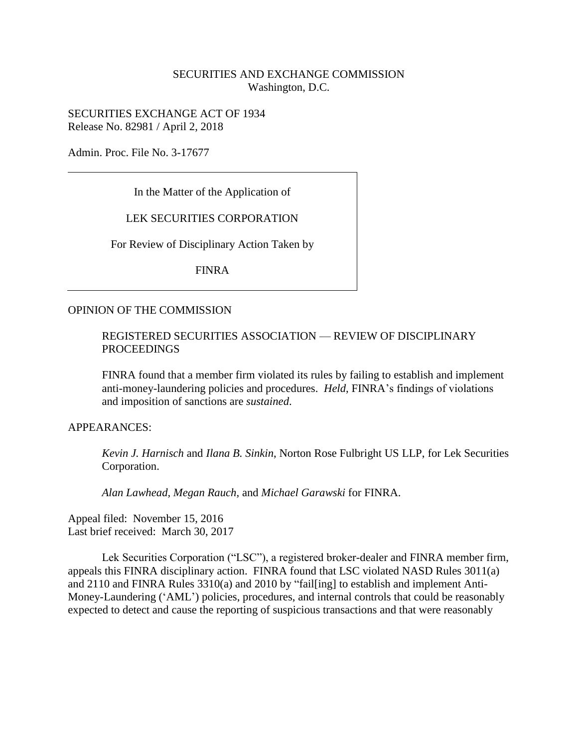SECURITIES AND EXCHANGE COMMISSION
Washington, D.C.

SECURITIES EXCHANGE ACT OF 1934
Release No. 82981 / April 2, 2018

Admin. Proc. File No. 3-17677

In the Matter of the Application of

LEK SECURITIES CORPORATION

For Review of Disciplinary Action Taken by

FINRA

OPINION OF THE COMMISSION

REGISTERED SECURITIES ASSOCIATION — REVIEW OF DISCIPLINARY PROCEEDINGS

FINRA found that a member firm violated its rules by failing to establish and implement anti-money-laundering policies and procedures. *Held*, FINRA's findings of violations and imposition of sanctions are *sustained*.

APPEARANCES:

*Kevin J. Harnisch* and *Ilana B. Sinkin*, Norton Rose Fulbright US LLP, for Lek Securities Corporation.

*Alan Lawhead, Megan Rauch,* and *Michael Garawski* for FINRA.

Appeal filed: November 15, 2016
Last brief received: March 30, 2017

Lek Securities Corporation ("LSC"), a registered broker-dealer and FINRA member firm, appeals this FINRA disciplinary action. FINRA found that LSC violated NASD Rules 3011(a) and 2110 and FINRA Rules 3310(a) and 2010 by "fail[ing] to establish and implement Anti-Money-Laundering ('AML') policies, procedures, and internal controls that could be reasonably expected to detect and cause the reporting of suspicious transactions and that were reasonably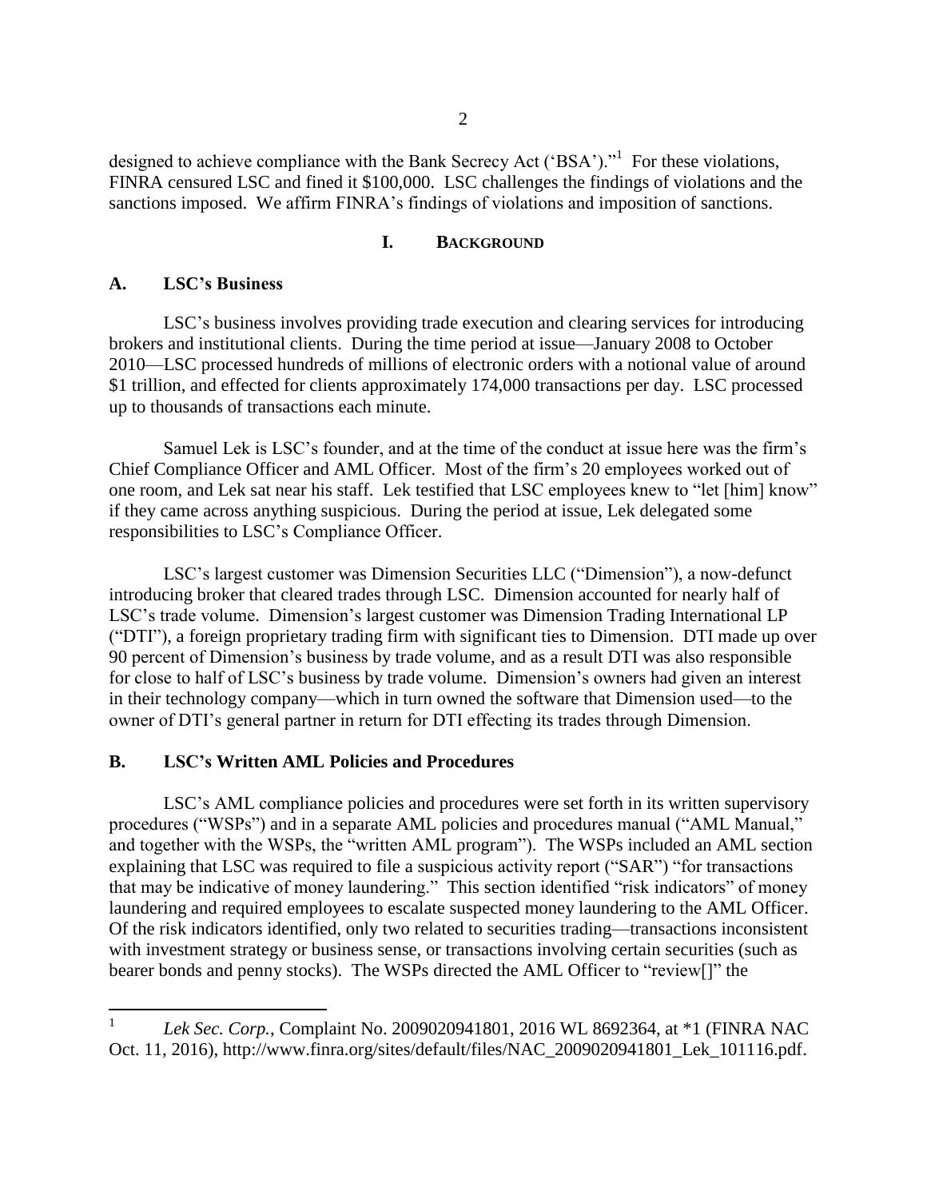designed to achieve compliance with the Bank Secrecy Act ('BSA')."[1] For these violations, FINRA censured LSC and fined it $100,000. LSC challenges the findings of violations and the sanctions imposed. We affirm FINRA's findings of violations and imposition of sanctions.

## I. BACKGROUND

### A. LSC's Business

LSC's business involves providing trade execution and clearing services for introducing brokers and institutional clients. During the time period at issue—January 2008 to October 2010—LSC processed hundreds of millions of electronic orders with a notional value of around $1 trillion, and effected for clients approximately 174,000 transactions per day. LSC processed up to thousands of transactions each minute.

Samuel Lek is LSC's founder, and at the time of the conduct at issue here was the firm's Chief Compliance Officer and AML Officer. Most of the firm's 20 employees worked out of one room, and Lek sat near his staff. Lek testified that LSC employees knew to "let [him] know" if they came across anything suspicious. During the period at issue, Lek delegated some responsibilities to LSC's Compliance Officer.

LSC's largest customer was Dimension Securities LLC ("Dimension"), a now-defunct introducing broker that cleared trades through LSC. Dimension accounted for nearly half of LSC's trade volume. Dimension's largest customer was Dimension Trading International LP ("DTI"), a foreign proprietary trading firm with significant ties to Dimension. DTI made up over 90 percent of Dimension's business by trade volume, and as a result DTI was also responsible for close to half of LSC's business by trade volume. Dimension's owners had given an interest in their technology company—which in turn owned the software that Dimension used—to the owner of DTI's general partner in return for DTI effecting its trades through Dimension.

### B. LSC's Written AML Policies and Procedures

LSC's AML compliance policies and procedures were set forth in its written supervisory procedures ("WSPs") and in a separate AML policies and procedures manual ("AML Manual," and together with the WSPs, the "written AML program"). The WSPs included an AML section explaining that LSC was required to file a suspicious activity report ("SAR") "for transactions that may be indicative of money laundering." This section identified "risk indicators" of money laundering and required employees to escalate suspected money laundering to the AML Officer. Of the risk indicators identified, only two related to securities trading—transactions inconsistent with investment strategy or business sense, or transactions involving certain securities (such as bearer bonds and penny stocks). The WSPs directed the AML Officer to "review[]" the

---

[1] *Lek Sec. Corp.*, Complaint No. 2009020941801, 2016 WL 8692364, at *1 (FINRA NAC Oct. 11, 2016), http://www.finra.org/sites/default/files/NAC_2009020941801_Lek_101116.pdf.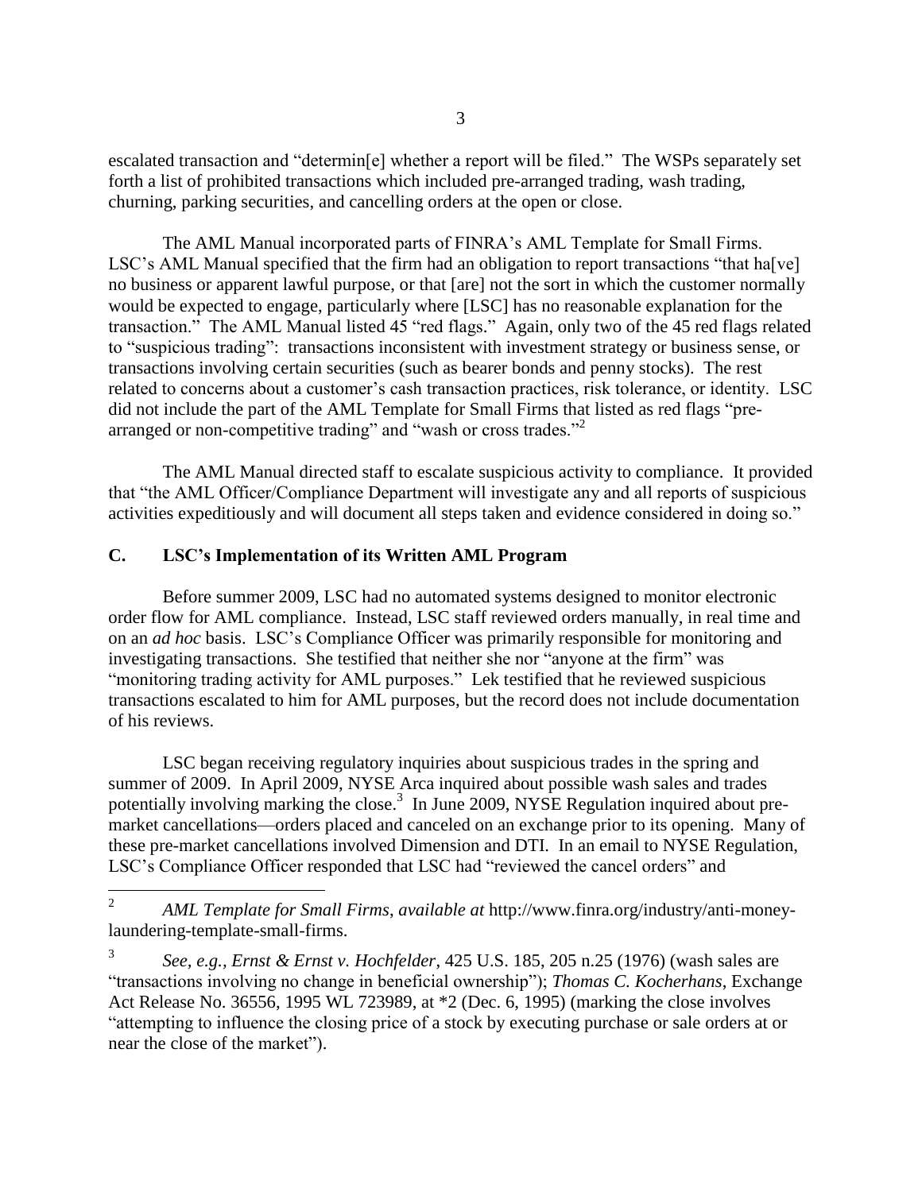escalated transaction and "determin[e] whether a report will be filed." The WSPs separately set forth a list of prohibited transactions which included pre-arranged trading, wash trading, churning, parking securities, and cancelling orders at the open or close.

The AML Manual incorporated parts of FINRA's AML Template for Small Firms. LSC's AML Manual specified that the firm had an obligation to report transactions "that ha[ve] no business or apparent lawful purpose, or that [are] not the sort in which the customer normally would be expected to engage, particularly where [LSC] has no reasonable explanation for the transaction." The AML Manual listed 45 "red flags." Again, only two of the 45 red flags related to "suspicious trading": transactions inconsistent with investment strategy or business sense, or transactions involving certain securities (such as bearer bonds and penny stocks). The rest related to concerns about a customer's cash transaction practices, risk tolerance, or identity. LSC did not include the part of the AML Template for Small Firms that listed as red flags "pre-arranged or non-competitive trading" and "wash or cross trades."[2]

The AML Manual directed staff to escalate suspicious activity to compliance. It provided that "the AML Officer/Compliance Department will investigate any and all reports of suspicious activities expeditiously and will document all steps taken and evidence considered in doing so."

## C. LSC's Implementation of its Written AML Program

Before summer 2009, LSC had no automated systems designed to monitor electronic order flow for AML compliance. Instead, LSC staff reviewed orders manually, in real time and on an *ad hoc* basis. LSC's Compliance Officer was primarily responsible for monitoring and investigating transactions. She testified that neither she nor "anyone at the firm" was "monitoring trading activity for AML purposes." Lek testified that he reviewed suspicious transactions escalated to him for AML purposes, but the record does not include documentation of his reviews.

LSC began receiving regulatory inquiries about suspicious trades in the spring and summer of 2009. In April 2009, NYSE Arca inquired about possible wash sales and trades potentially involving marking the close.[3] In June 2009, NYSE Regulation inquired about pre-market cancellations—orders placed and canceled on an exchange prior to its opening. Many of these pre-market cancellations involved Dimension and DTI. In an email to NYSE Regulation, LSC's Compliance Officer responded that LSC had "reviewed the cancel orders" and

---

[2] *AML Template for Small Firms*, *available at* http://www.finra.org/industry/anti-money-laundering-template-small-firms.

[3] *See, e.g., Ernst & Ernst v. Hochfelder*, 425 U.S. 185, 205 n.25 (1976) (wash sales are "transactions involving no change in beneficial ownership"); *Thomas C. Kocherhans*, Exchange Act Release No. 36556, 1995 WL 723989, at *2 (Dec. 6, 1995) (marking the close involves "attempting to influence the closing price of a stock by executing purchase or sale orders at or near the close of the market").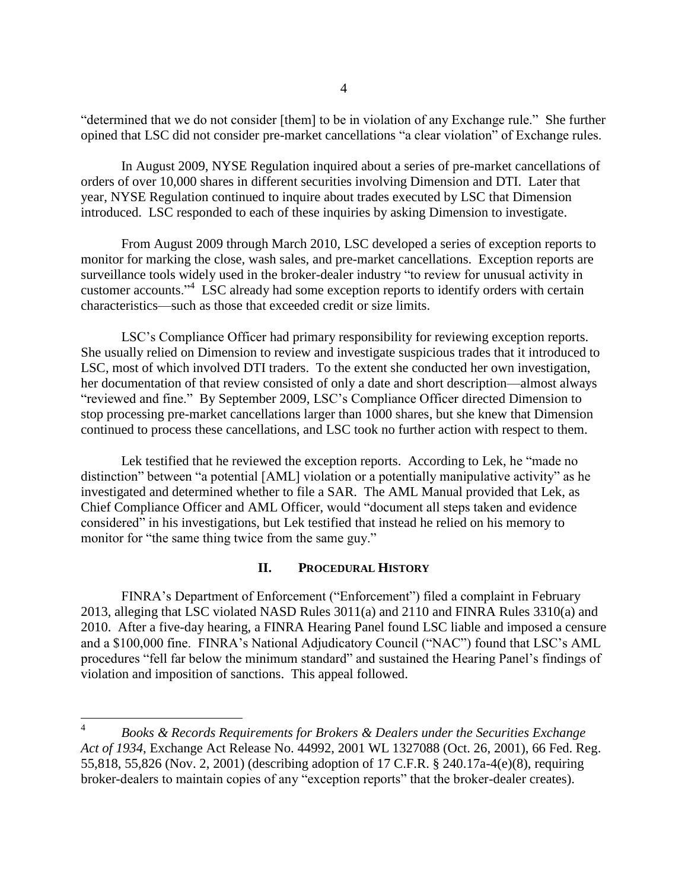"determined that we do not consider [them] to be in violation of any Exchange rule." She further opined that LSC did not consider pre-market cancellations "a clear violation" of Exchange rules.

In August 2009, NYSE Regulation inquired about a series of pre-market cancellations of orders of over 10,000 shares in different securities involving Dimension and DTI. Later that year, NYSE Regulation continued to inquire about trades executed by LSC that Dimension introduced. LSC responded to each of these inquiries by asking Dimension to investigate.

From August 2009 through March 2010, LSC developed a series of exception reports to monitor for marking the close, wash sales, and pre-market cancellations. Exception reports are surveillance tools widely used in the broker-dealer industry "to review for unusual activity in customer accounts."[4] LSC already had some exception reports to identify orders with certain characteristics—such as those that exceeded credit or size limits.

LSC's Compliance Officer had primary responsibility for reviewing exception reports. She usually relied on Dimension to review and investigate suspicious trades that it introduced to LSC, most of which involved DTI traders. To the extent she conducted her own investigation, her documentation of that review consisted of only a date and short description—almost always "reviewed and fine." By September 2009, LSC's Compliance Officer directed Dimension to stop processing pre-market cancellations larger than 1000 shares, but she knew that Dimension continued to process these cancellations, and LSC took no further action with respect to them.

Lek testified that he reviewed the exception reports. According to Lek, he "made no distinction" between "a potential [AML] violation or a potentially manipulative activity" as he investigated and determined whether to file a SAR. The AML Manual provided that Lek, as Chief Compliance Officer and AML Officer, would "document all steps taken and evidence considered" in his investigations, but Lek testified that instead he relied on his memory to monitor for "the same thing twice from the same guy."

## II. Procedural History

FINRA's Department of Enforcement ("Enforcement") filed a complaint in February 2013, alleging that LSC violated NASD Rules 3011(a) and 2110 and FINRA Rules 3310(a) and 2010. After a five-day hearing, a FINRA Hearing Panel found LSC liable and imposed a censure and a $100,000 fine. FINRA's National Adjudicatory Council ("NAC") found that LSC's AML procedures "fell far below the minimum standard" and sustained the Hearing Panel's findings of violation and imposition of sanctions. This appeal followed.

---

[4] *Books & Records Requirements for Brokers & Dealers under the Securities Exchange Act of 1934*, Exchange Act Release No. 44992, 2001 WL 1327088 (Oct. 26, 2001), 66 Fed. Reg. 55,818, 55,826 (Nov. 2, 2001) (describing adoption of 17 C.F.R. § 240.17a-4(e)(8), requiring broker-dealers to maintain copies of any "exception reports" that the broker-dealer creates).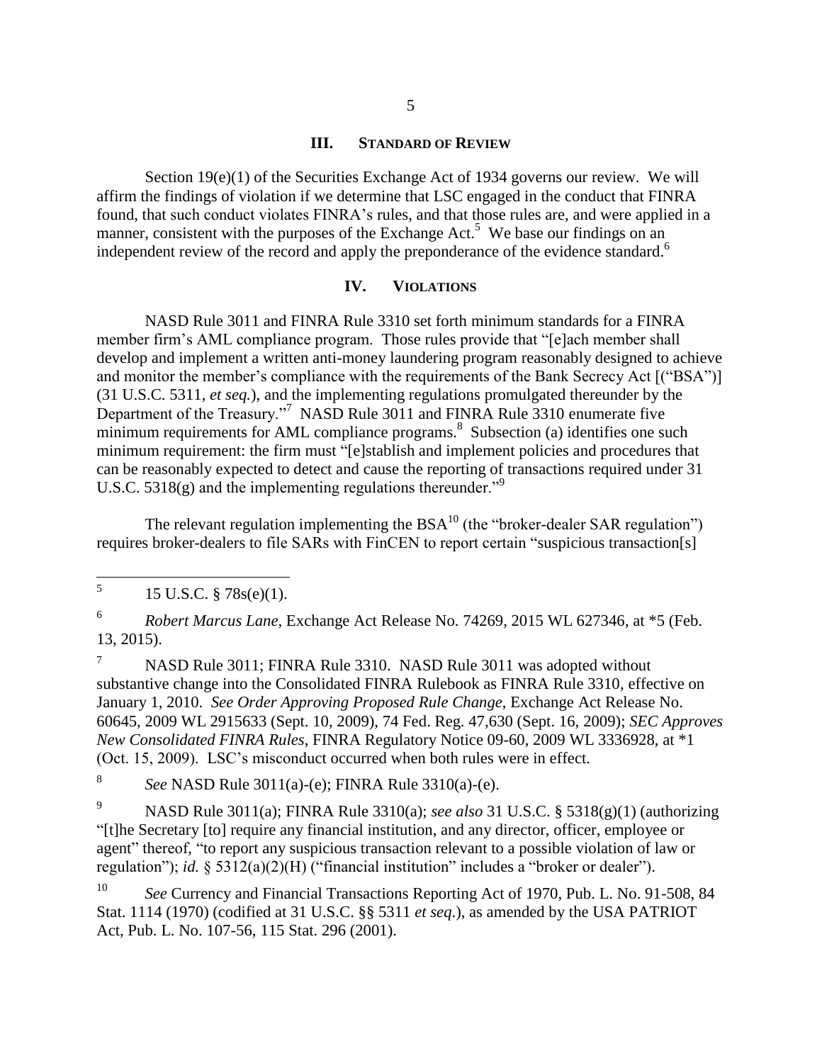## III. Standard of Review

Section 19(e)(1) of the Securities Exchange Act of 1934 governs our review. We will affirm the findings of violation if we determine that LSC engaged in the conduct that FINRA found, that such conduct violates FINRA's rules, and that those rules are, and were applied in a manner, consistent with the purposes of the Exchange Act.[5] We base our findings on an independent review of the record and apply the preponderance of the evidence standard.[6]

## IV. Violations

NASD Rule 3011 and FINRA Rule 3310 set forth minimum standards for a FINRA member firm's AML compliance program. Those rules provide that "[e]ach member shall develop and implement a written anti-money laundering program reasonably designed to achieve and monitor the member's compliance with the requirements of the Bank Secrecy Act [("BSA")] (31 U.S.C. 5311, *et seq.*), and the implementing regulations promulgated thereunder by the Department of the Treasury."[7] NASD Rule 3011 and FINRA Rule 3310 enumerate five minimum requirements for AML compliance programs.[8] Subsection (a) identifies one such minimum requirement: the firm must "[e]stablish and implement policies and procedures that can be reasonably expected to detect and cause the reporting of transactions required under 31 U.S.C. 5318(g) and the implementing regulations thereunder."[9]

The relevant regulation implementing the BSA[10] (the "broker-dealer SAR regulation") requires broker-dealers to file SARs with FinCEN to report certain "suspicious transaction[s]

---

[5] 15 U.S.C. § 78s(e)(1).

[6] *Robert Marcus Lane*, Exchange Act Release No. 74269, 2015 WL 627346, at *5 (Feb. 13, 2015).

[7] NASD Rule 3011; FINRA Rule 3310. NASD Rule 3011 was adopted without substantive change into the Consolidated FINRA Rulebook as FINRA Rule 3310, effective on January 1, 2010. *See Order Approving Proposed Rule Change*, Exchange Act Release No. 60645, 2009 WL 2915633 (Sept. 10, 2009), 74 Fed. Reg. 47,630 (Sept. 16, 2009); *SEC Approves New Consolidated FINRA Rules*, FINRA Regulatory Notice 09-60, 2009 WL 3336928, at *1 (Oct. 15, 2009). LSC's misconduct occurred when both rules were in effect.

[8] *See* NASD Rule 3011(a)-(e); FINRA Rule 3310(a)-(e).

[9] NASD Rule 3011(a); FINRA Rule 3310(a); *see also* 31 U.S.C. § 5318(g)(1) (authorizing "[t]he Secretary [to] require any financial institution, and any director, officer, employee or agent" thereof, "to report any suspicious transaction relevant to a possible violation of law or regulation"); *id.* § 5312(a)(2)(H) ("financial institution" includes a "broker or dealer").

[10] *See* Currency and Financial Transactions Reporting Act of 1970, Pub. L. No. 91-508, 84 Stat. 1114 (1970) (codified at 31 U.S.C. §§ 5311 *et seq.*), as amended by the USA PATRIOT Act, Pub. L. No. 107-56, 115 Stat. 296 (2001).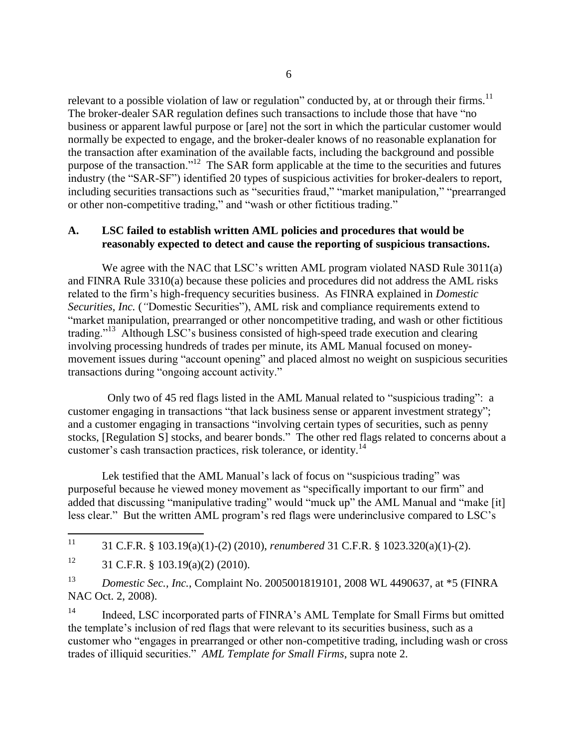relevant to a possible violation of law or regulation" conducted by, at or through their firms.[11] The broker-dealer SAR regulation defines such transactions to include those that have "no business or apparent lawful purpose or [are] not the sort in which the particular customer would normally be expected to engage, and the broker-dealer knows of no reasonable explanation for the transaction after examination of the available facts, including the background and possible purpose of the transaction."[12] The SAR form applicable at the time to the securities and futures industry (the "SAR-SF") identified 20 types of suspicious activities for broker-dealers to report, including securities transactions such as "securities fraud," "market manipulation," "prearranged or other non-competitive trading," and "wash or other fictitious trading."

## A. LSC failed to establish written AML policies and procedures that would be reasonably expected to detect and cause the reporting of suspicious transactions.

We agree with the NAC that LSC's written AML program violated NASD Rule 3011(a) and FINRA Rule 3310(a) because these policies and procedures did not address the AML risks related to the firm's high-frequency securities business. As FINRA explained in *Domestic Securities*, *Inc.* ("Domestic Securities"), AML risk and compliance requirements extend to "market manipulation, prearranged or other noncompetitive trading, and wash or other fictitious trading."[13] Although LSC's business consisted of high-speed trade execution and clearing involving processing hundreds of trades per minute, its AML Manual focused on money-movement issues during "account opening" and placed almost no weight on suspicious securities transactions during "ongoing account activity."

Only two of 45 red flags listed in the AML Manual related to "suspicious trading": a customer engaging in transactions "that lack business sense or apparent investment strategy"; and a customer engaging in transactions "involving certain types of securities, such as penny stocks, [Regulation S] stocks, and bearer bonds." The other red flags related to concerns about a customer's cash transaction practices, risk tolerance, or identity.[14]

Lek testified that the AML Manual's lack of focus on "suspicious trading" was purposeful because he viewed money movement as "specifically important to our firm" and added that discussing "manipulative trading" would "muck up" the AML Manual and "make [it] less clear." But the written AML program's red flags were underinclusive compared to LSC's

---

[11] 31 C.F.R. § 103.19(a)(1)-(2) (2010), *renumbered* 31 C.F.R. § 1023.320(a)(1)-(2).

[12] 31 C.F.R. § 103.19(a)(2) (2010).

[13] *Domestic Sec., Inc.*, Complaint No. 2005001819101, 2008 WL 4490637, at *5 (FINRA NAC Oct. 2, 2008).

[14] Indeed, LSC incorporated parts of FINRA's AML Template for Small Firms but omitted the template's inclusion of red flags that were relevant to its securities business, such as a customer who "engages in prearranged or other non-competitive trading, including wash or cross trades of illiquid securities." *AML Template for Small Firms*, supra note 2.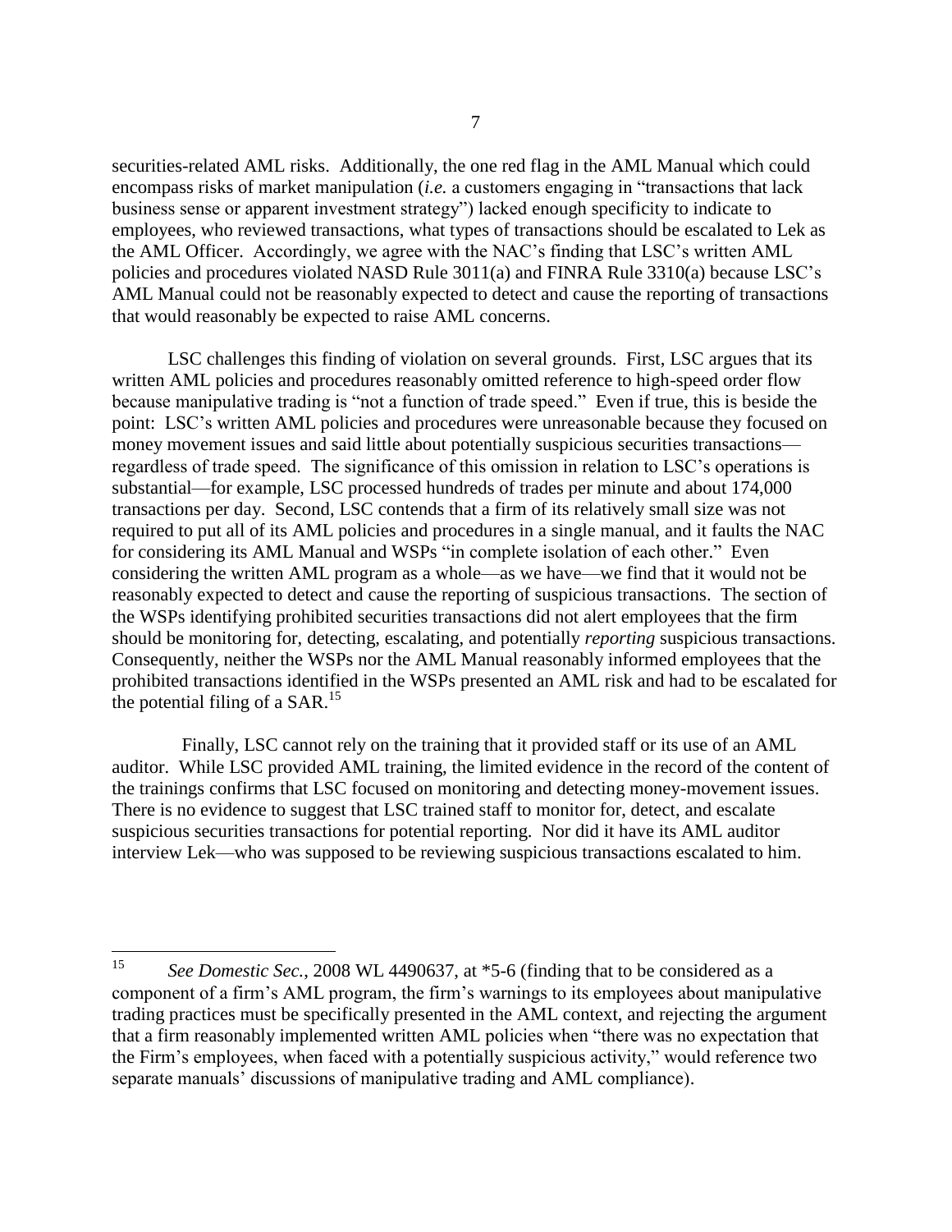securities-related AML risks. Additionally, the one red flag in the AML Manual which could encompass risks of market manipulation (*i.e.* a customers engaging in "transactions that lack business sense or apparent investment strategy") lacked enough specificity to indicate to employees, who reviewed transactions, what types of transactions should be escalated to Lek as the AML Officer. Accordingly, we agree with the NAC's finding that LSC's written AML policies and procedures violated NASD Rule 3011(a) and FINRA Rule 3310(a) because LSC's AML Manual could not be reasonably expected to detect and cause the reporting of transactions that would reasonably be expected to raise AML concerns.

LSC challenges this finding of violation on several grounds. First, LSC argues that its written AML policies and procedures reasonably omitted reference to high-speed order flow because manipulative trading is "not a function of trade speed." Even if true, this is beside the point: LSC's written AML policies and procedures were unreasonable because they focused on money movement issues and said little about potentially suspicious securities transactions—regardless of trade speed. The significance of this omission in relation to LSC's operations is substantial—for example, LSC processed hundreds of trades per minute and about 174,000 transactions per day. Second, LSC contends that a firm of its relatively small size was not required to put all of its AML policies and procedures in a single manual, and it faults the NAC for considering its AML Manual and WSPs "in complete isolation of each other." Even considering the written AML program as a whole—as we have—we find that it would not be reasonably expected to detect and cause the reporting of suspicious transactions. The section of the WSPs identifying prohibited securities transactions did not alert employees that the firm should be monitoring for, detecting, escalating, and potentially *reporting* suspicious transactions. Consequently, neither the WSPs nor the AML Manual reasonably informed employees that the prohibited transactions identified in the WSPs presented an AML risk and had to be escalated for the potential filing of a SAR.[15]

Finally, LSC cannot rely on the training that it provided staff or its use of an AML auditor. While LSC provided AML training, the limited evidence in the record of the content of the trainings confirms that LSC focused on monitoring and detecting money-movement issues. There is no evidence to suggest that LSC trained staff to monitor for, detect, and escalate suspicious securities transactions for potential reporting. Nor did it have its AML auditor interview Lek—who was supposed to be reviewing suspicious transactions escalated to him.

---

[15] *See Domestic Sec.*, 2008 WL 4490637, at *5-6 (finding that to be considered as a component of a firm's AML program, the firm's warnings to its employees about manipulative trading practices must be specifically presented in the AML context, and rejecting the argument that a firm reasonably implemented written AML policies when "there was no expectation that the Firm's employees, when faced with a potentially suspicious activity," would reference two separate manuals' discussions of manipulative trading and AML compliance).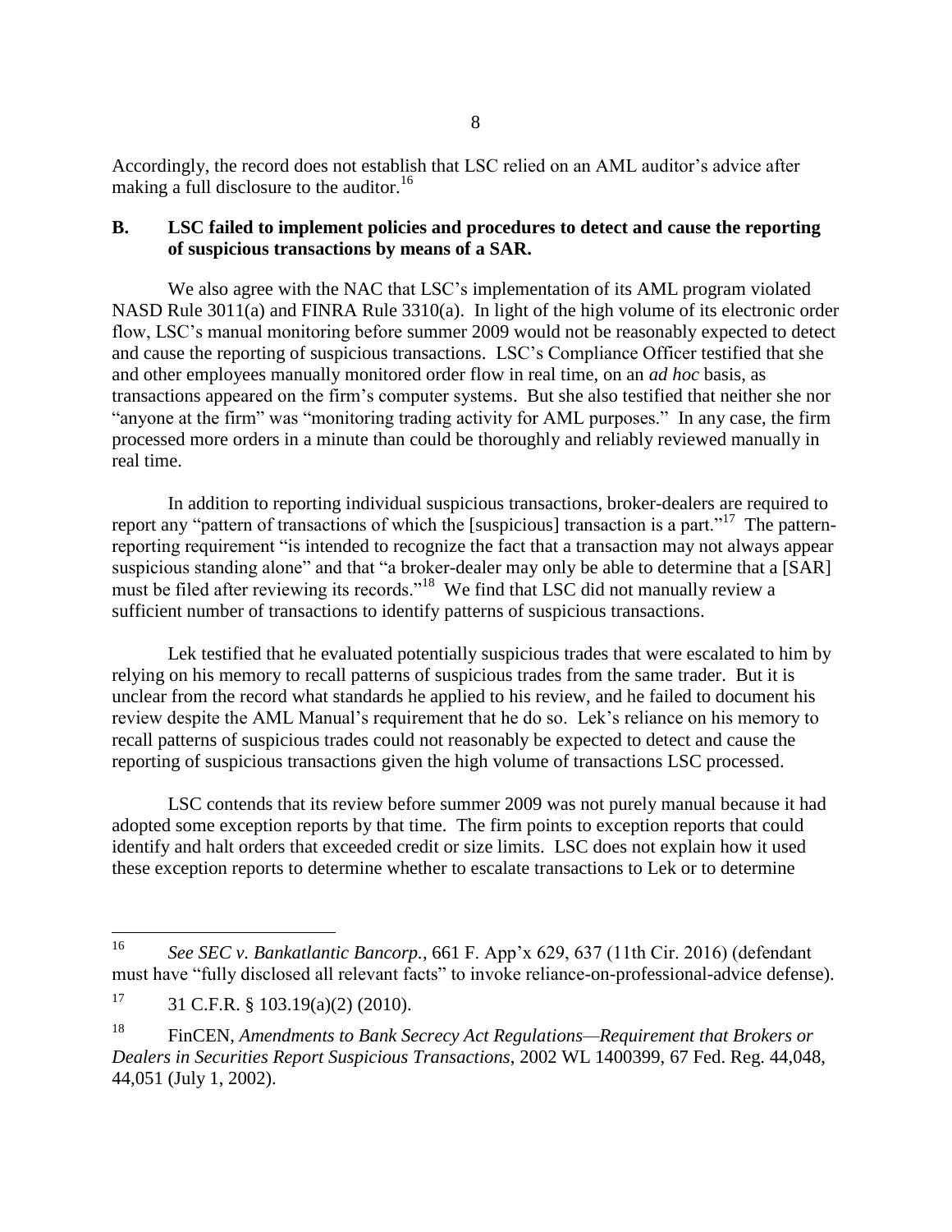Accordingly, the record does not establish that LSC relied on an AML auditor's advice after making a full disclosure to the auditor.[16]

**B. LSC failed to implement policies and procedures to detect and cause the reporting of suspicious transactions by means of a SAR.**

We also agree with the NAC that LSC's implementation of its AML program violated NASD Rule 3011(a) and FINRA Rule 3310(a). In light of the high volume of its electronic order flow, LSC's manual monitoring before summer 2009 would not be reasonably expected to detect and cause the reporting of suspicious transactions. LSC's Compliance Officer testified that she and other employees manually monitored order flow in real time, on an *ad hoc* basis, as transactions appeared on the firm's computer systems. But she also testified that neither she nor "anyone at the firm" was "monitoring trading activity for AML purposes." In any case, the firm processed more orders in a minute than could be thoroughly and reliably reviewed manually in real time.

In addition to reporting individual suspicious transactions, broker-dealers are required to report any "pattern of transactions of which the [suspicious] transaction is a part."[17] The pattern-reporting requirement "is intended to recognize the fact that a transaction may not always appear suspicious standing alone" and that "a broker-dealer may only be able to determine that a [SAR] must be filed after reviewing its records."[18] We find that LSC did not manually review a sufficient number of transactions to identify patterns of suspicious transactions.

Lek testified that he evaluated potentially suspicious trades that were escalated to him by relying on his memory to recall patterns of suspicious trades from the same trader. But it is unclear from the record what standards he applied to his review, and he failed to document his review despite the AML Manual's requirement that he do so. Lek's reliance on his memory to recall patterns of suspicious trades could not reasonably be expected to detect and cause the reporting of suspicious transactions given the high volume of transactions LSC processed.

LSC contends that its review before summer 2009 was not purely manual because it had adopted some exception reports by that time. The firm points to exception reports that could identify and halt orders that exceeded credit or size limits. LSC does not explain how it used these exception reports to determine whether to escalate transactions to Lek or to determine

---

[16] *See SEC v. Bankatlantic Bancorp.*, 661 F. App'x 629, 637 (11th Cir. 2016) (defendant must have "fully disclosed all relevant facts" to invoke reliance-on-professional-advice defense).

[17] 31 C.F.R. § 103.19(a)(2) (2010).

[18] FinCEN, *Amendments to Bank Secrecy Act Regulations—Requirement that Brokers or Dealers in Securities Report Suspicious Transactions*, 2002 WL 1400399, 67 Fed. Reg. 44,048, 44,051 (July 1, 2002).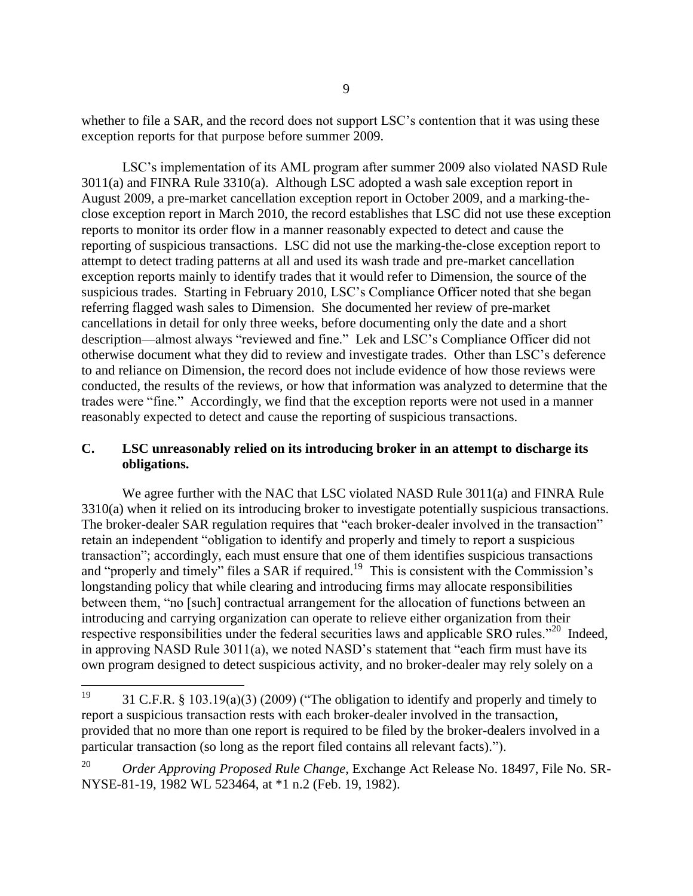whether to file a SAR, and the record does not support LSC's contention that it was using these exception reports for that purpose before summer 2009.

LSC's implementation of its AML program after summer 2009 also violated NASD Rule 3011(a) and FINRA Rule 3310(a). Although LSC adopted a wash sale exception report in August 2009, a pre-market cancellation exception report in October 2009, and a marking-the-close exception report in March 2010, the record establishes that LSC did not use these exception reports to monitor its order flow in a manner reasonably expected to detect and cause the reporting of suspicious transactions. LSC did not use the marking-the-close exception report to attempt to detect trading patterns at all and used its wash trade and pre-market cancellation exception reports mainly to identify trades that it would refer to Dimension, the source of the suspicious trades. Starting in February 2010, LSC's Compliance Officer noted that she began referring flagged wash sales to Dimension. She documented her review of pre-market cancellations in detail for only three weeks, before documenting only the date and a short description—almost always "reviewed and fine." Lek and LSC's Compliance Officer did not otherwise document what they did to review and investigate trades. Other than LSC's deference to and reliance on Dimension, the record does not include evidence of how those reviews were conducted, the results of the reviews, or how that information was analyzed to determine that the trades were "fine." Accordingly, we find that the exception reports were not used in a manner reasonably expected to detect and cause the reporting of suspicious transactions.

### C. LSC unreasonably relied on its introducing broker in an attempt to discharge its obligations.

We agree further with the NAC that LSC violated NASD Rule 3011(a) and FINRA Rule 3310(a) when it relied on its introducing broker to investigate potentially suspicious transactions. The broker-dealer SAR regulation requires that "each broker-dealer involved in the transaction" retain an independent "obligation to identify and properly and timely to report a suspicious transaction"; accordingly, each must ensure that one of them identifies suspicious transactions and "properly and timely" files a SAR if required.[19] This is consistent with the Commission's longstanding policy that while clearing and introducing firms may allocate responsibilities between them, "no [such] contractual arrangement for the allocation of functions between an introducing and carrying organization can operate to relieve either organization from their respective responsibilities under the federal securities laws and applicable SRO rules."[20] Indeed, in approving NASD Rule 3011(a), we noted NASD's statement that "each firm must have its own program designed to detect suspicious activity, and no broker-dealer may rely solely on a

---

[19] 31 C.F.R. § 103.19(a)(3) (2009) ("The obligation to identify and properly and timely to report a suspicious transaction rests with each broker-dealer involved in the transaction, provided that no more than one report is required to be filed by the broker-dealers involved in a particular transaction (so long as the report filed contains all relevant facts).").

[20] *Order Approving Proposed Rule Change*, Exchange Act Release No. 18497, File No. SR-NYSE-81-19, 1982 WL 523464, at *1 n.2 (Feb. 19, 1982).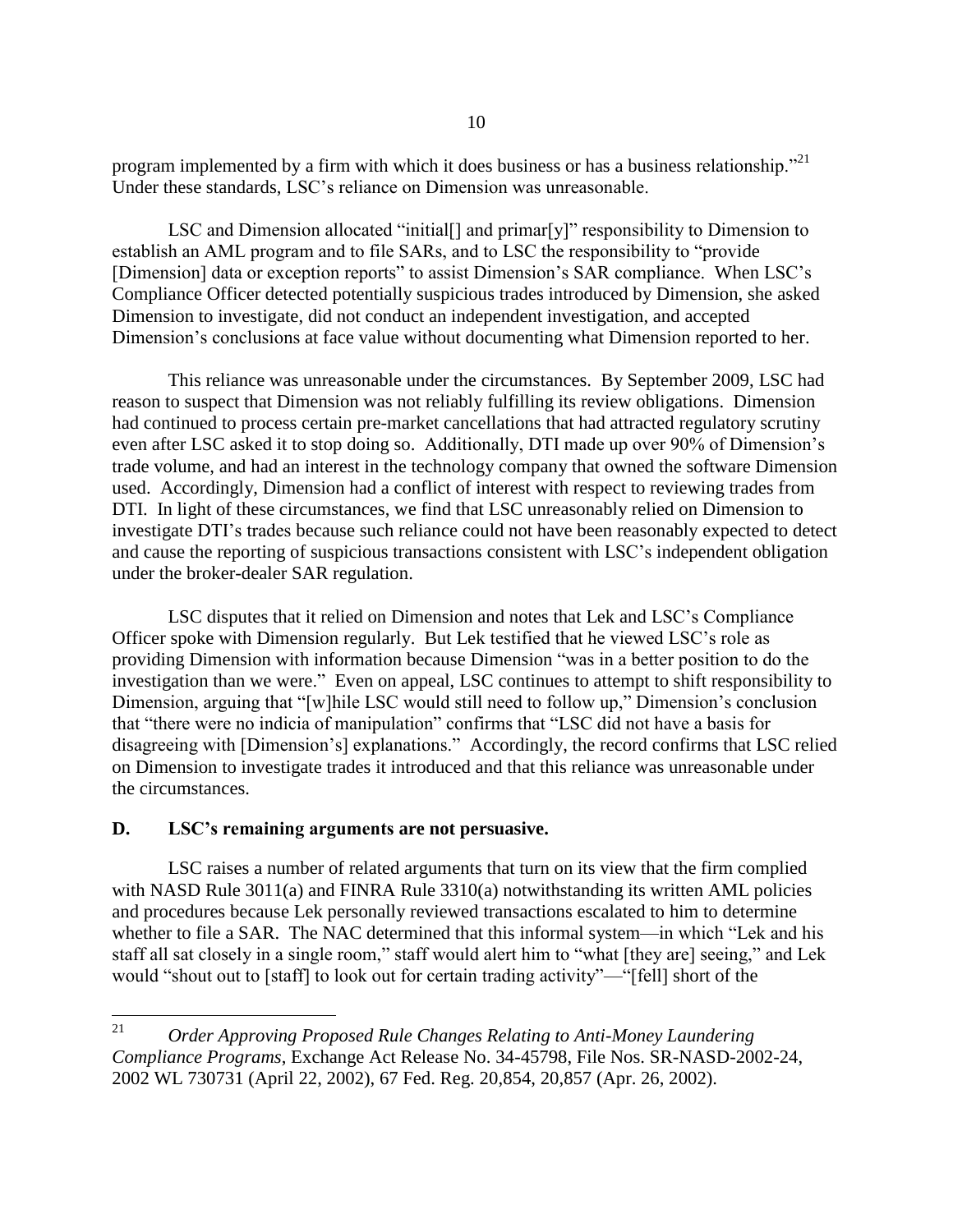program implemented by a firm with which it does business or has a business relationship."[21] Under these standards, LSC's reliance on Dimension was unreasonable.

LSC and Dimension allocated "initial[] and primar[y]" responsibility to Dimension to establish an AML program and to file SARs, and to LSC the responsibility to "provide [Dimension] data or exception reports" to assist Dimension's SAR compliance. When LSC's Compliance Officer detected potentially suspicious trades introduced by Dimension, she asked Dimension to investigate, did not conduct an independent investigation, and accepted Dimension's conclusions at face value without documenting what Dimension reported to her.

This reliance was unreasonable under the circumstances. By September 2009, LSC had reason to suspect that Dimension was not reliably fulfilling its review obligations. Dimension had continued to process certain pre-market cancellations that had attracted regulatory scrutiny even after LSC asked it to stop doing so. Additionally, DTI made up over 90% of Dimension's trade volume, and had an interest in the technology company that owned the software Dimension used. Accordingly, Dimension had a conflict of interest with respect to reviewing trades from DTI. In light of these circumstances, we find that LSC unreasonably relied on Dimension to investigate DTI's trades because such reliance could not have been reasonably expected to detect and cause the reporting of suspicious transactions consistent with LSC's independent obligation under the broker-dealer SAR regulation.

LSC disputes that it relied on Dimension and notes that Lek and LSC's Compliance Officer spoke with Dimension regularly. But Lek testified that he viewed LSC's role as providing Dimension with information because Dimension "was in a better position to do the investigation than we were." Even on appeal, LSC continues to attempt to shift responsibility to Dimension, arguing that "[w]hile LSC would still need to follow up," Dimension's conclusion that "there were no indicia of manipulation" confirms that "LSC did not have a basis for disagreeing with [Dimension's] explanations." Accordingly, the record confirms that LSC relied on Dimension to investigate trades it introduced and that this reliance was unreasonable under the circumstances.

### D. LSC's remaining arguments are not persuasive.

LSC raises a number of related arguments that turn on its view that the firm complied with NASD Rule 3011(a) and FINRA Rule 3310(a) notwithstanding its written AML policies and procedures because Lek personally reviewed transactions escalated to him to determine whether to file a SAR. The NAC determined that this informal system—in which "Lek and his staff all sat closely in a single room," staff would alert him to "what [they are] seeing," and Lek would "shout out to [staff] to look out for certain trading activity"—"[fell] short of the

---

[21] *Order Approving Proposed Rule Changes Relating to Anti-Money Laundering Compliance Programs*, Exchange Act Release No. 34-45798, File Nos. SR-NASD-2002-24, 2002 WL 730731 (April 22, 2002), 67 Fed. Reg. 20,854, 20,857 (Apr. 26, 2002).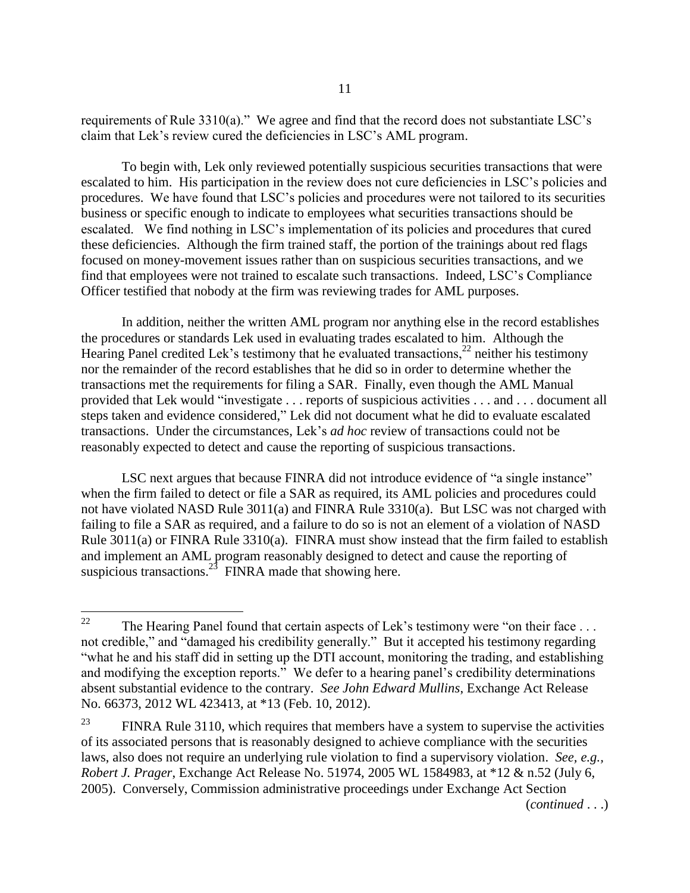requirements of Rule 3310(a)." We agree and find that the record does not substantiate LSC's claim that Lek's review cured the deficiencies in LSC's AML program.

To begin with, Lek only reviewed potentially suspicious securities transactions that were escalated to him. His participation in the review does not cure deficiencies in LSC's policies and procedures. We have found that LSC's policies and procedures were not tailored to its securities business or specific enough to indicate to employees what securities transactions should be escalated. We find nothing in LSC's implementation of its policies and procedures that cured these deficiencies. Although the firm trained staff, the portion of the trainings about red flags focused on money-movement issues rather than on suspicious securities transactions, and we find that employees were not trained to escalate such transactions. Indeed, LSC's Compliance Officer testified that nobody at the firm was reviewing trades for AML purposes.

In addition, neither the written AML program nor anything else in the record establishes the procedures or standards Lek used in evaluating trades escalated to him. Although the Hearing Panel credited Lek's testimony that he evaluated transactions,[22] neither his testimony nor the remainder of the record establishes that he did so in order to determine whether the transactions met the requirements for filing a SAR. Finally, even though the AML Manual provided that Lek would "investigate . . . reports of suspicious activities . . . and . . . document all steps taken and evidence considered," Lek did not document what he did to evaluate escalated transactions. Under the circumstances, Lek's *ad hoc* review of transactions could not be reasonably expected to detect and cause the reporting of suspicious transactions.

LSC next argues that because FINRA did not introduce evidence of "a single instance" when the firm failed to detect or file a SAR as required, its AML policies and procedures could not have violated NASD Rule 3011(a) and FINRA Rule 3310(a). But LSC was not charged with failing to file a SAR as required, and a failure to do so is not an element of a violation of NASD Rule 3011(a) or FINRA Rule 3310(a). FINRA must show instead that the firm failed to establish and implement an AML program reasonably designed to detect and cause the reporting of suspicious transactions.[23] FINRA made that showing here.

---

[22] The Hearing Panel found that certain aspects of Lek's testimony were "on their face . . . not credible," and "damaged his credibility generally." But it accepted his testimony regarding "what he and his staff did in setting up the DTI account, monitoring the trading, and establishing and modifying the exception reports." We defer to a hearing panel's credibility determinations absent substantial evidence to the contrary. *See John Edward Mullins*, Exchange Act Release No. 66373, 2012 WL 423413, at *13 (Feb. 10, 2012).

[23] FINRA Rule 3110, which requires that members have a system to supervise the activities of its associated persons that is reasonably designed to achieve compliance with the securities laws, also does not require an underlying rule violation to find a supervisory violation. *See, e.g., Robert J. Prager*, Exchange Act Release No. 51974, 2005 WL 1584983, at *12 & n.52 (July 6, 2005). Conversely, Commission administrative proceedings under Exchange Act Section

(*continued* . . .)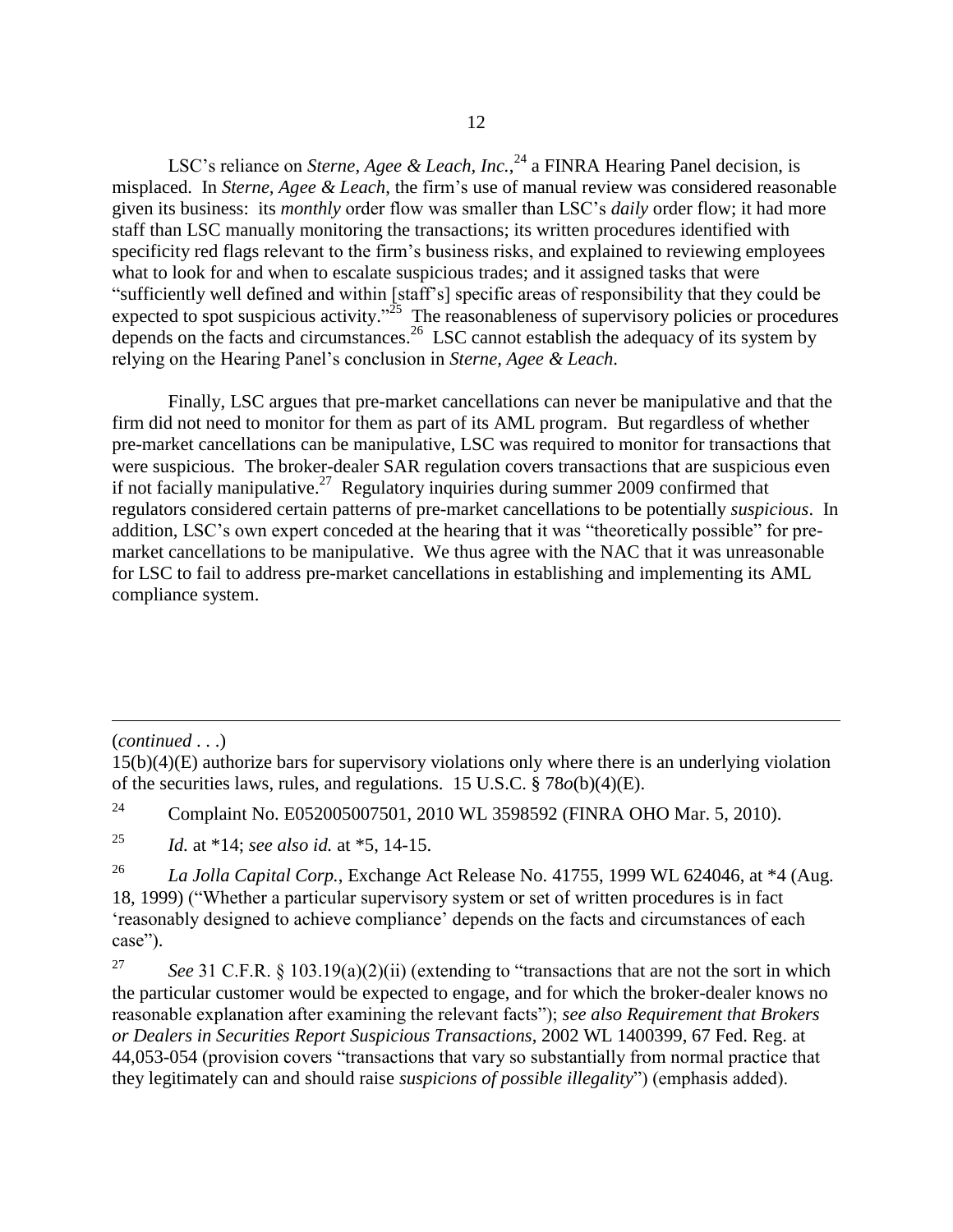LSC's reliance on *Sterne, Agee & Leach, Inc.*,[24] a FINRA Hearing Panel decision, is misplaced. In *Sterne, Agee & Leach*, the firm's use of manual review was considered reasonable given its business: its *monthly* order flow was smaller than LSC's *daily* order flow; it had more staff than LSC manually monitoring the transactions; its written procedures identified with specificity red flags relevant to the firm's business risks, and explained to reviewing employees what to look for and when to escalate suspicious trades; and it assigned tasks that were "sufficiently well defined and within [staff's] specific areas of responsibility that they could be expected to spot suspicious activity."[25] The reasonableness of supervisory policies or procedures depends on the facts and circumstances.[26] LSC cannot establish the adequacy of its system by relying on the Hearing Panel's conclusion in *Sterne, Agee & Leach*.

Finally, LSC argues that pre-market cancellations can never be manipulative and that the firm did not need to monitor for them as part of its AML program. But regardless of whether pre-market cancellations can be manipulative, LSC was required to monitor for transactions that were suspicious. The broker-dealer SAR regulation covers transactions that are suspicious even if not facially manipulative.[27] Regulatory inquiries during summer 2009 confirmed that regulators considered certain patterns of pre-market cancellations to be potentially *suspicious*. In addition, LSC's own expert conceded at the hearing that it was "theoretically possible" for pre-market cancellations to be manipulative. We thus agree with the NAC that it was unreasonable for LSC to fail to address pre-market cancellations in establishing and implementing its AML compliance system.

---

(*continued . . .*)

15(b)(4)(E) authorize bars for supervisory violations only where there is an underlying violation of the securities laws, rules, and regulations. 15 U.S.C. § 78*o*(b)(4)(E).

[24] Complaint No. E052005007501, 2010 WL 3598592 (FINRA OHO Mar. 5, 2010).

[25] *Id.* at *14; *see also id.* at *5, 14-15.

[26] *La Jolla Capital Corp.*, Exchange Act Release No. 41755, 1999 WL 624046, at *4 (Aug. 18, 1999) ("Whether a particular supervisory system or set of written procedures is in fact 'reasonably designed to achieve compliance' depends on the facts and circumstances of each case").

[27] *See* 31 C.F.R. § 103.19(a)(2)(ii) (extending to "transactions that are not the sort in which the particular customer would be expected to engage, and for which the broker-dealer knows no reasonable explanation after examining the relevant facts"); *see also Requirement that Brokers or Dealers in Securities Report Suspicious Transactions*, 2002 WL 1400399, 67 Fed. Reg. at 44,053-054 (provision covers "transactions that vary so substantially from normal practice that they legitimately can and should raise *suspicions of possible illegality*") (emphasis added).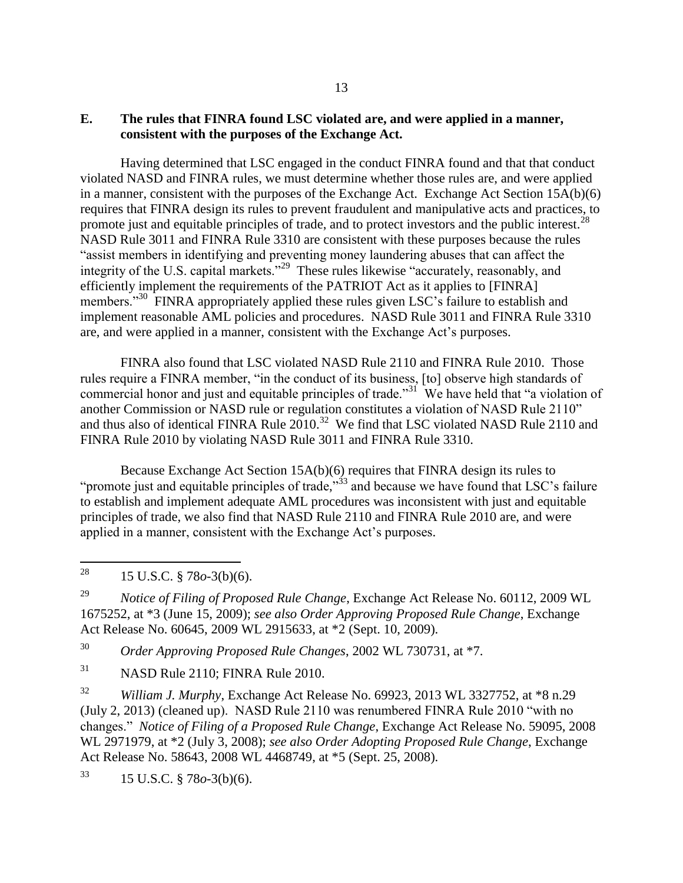### E. The rules that FINRA found LSC violated are, and were applied in a manner, consistent with the purposes of the Exchange Act.

Having determined that LSC engaged in the conduct FINRA found and that that conduct violated NASD and FINRA rules, we must determine whether those rules are, and were applied in a manner, consistent with the purposes of the Exchange Act. Exchange Act Section 15A(b)(6) requires that FINRA design its rules to prevent fraudulent and manipulative acts and practices, to promote just and equitable principles of trade, and to protect investors and the public interest.[28] NASD Rule 3011 and FINRA Rule 3310 are consistent with these purposes because the rules "assist members in identifying and preventing money laundering abuses that can affect the integrity of the U.S. capital markets."[29] These rules likewise "accurately, reasonably, and efficiently implement the requirements of the PATRIOT Act as it applies to [FINRA] members."[30] FINRA appropriately applied these rules given LSC's failure to establish and implement reasonable AML policies and procedures. NASD Rule 3011 and FINRA Rule 3310 are, and were applied in a manner, consistent with the Exchange Act's purposes.

FINRA also found that LSC violated NASD Rule 2110 and FINRA Rule 2010. Those rules require a FINRA member, "in the conduct of its business, [to] observe high standards of commercial honor and just and equitable principles of trade."[31] We have held that "a violation of another Commission or NASD rule or regulation constitutes a violation of NASD Rule 2110" and thus also of identical FINRA Rule 2010.[32] We find that LSC violated NASD Rule 2110 and FINRA Rule 2010 by violating NASD Rule 3011 and FINRA Rule 3310.

Because Exchange Act Section 15A(b)(6) requires that FINRA design its rules to "promote just and equitable principles of trade,"[33] and because we have found that LSC's failure to establish and implement adequate AML procedures was inconsistent with just and equitable principles of trade, we also find that NASD Rule 2110 and FINRA Rule 2010 are, and were applied in a manner, consistent with the Exchange Act's purposes.

---

[28] 15 U.S.C. § 78*o*-3(b)(6).

[29] *Notice of Filing of Proposed Rule Change*, Exchange Act Release No. 60112, 2009 WL 1675252, at *3 (June 15, 2009); *see also Order Approving Proposed Rule Change*, Exchange Act Release No. 60645, 2009 WL 2915633, at *2 (Sept. 10, 2009).

[30] *Order Approving Proposed Rule Changes*, 2002 WL 730731, at *7.

[31] NASD Rule 2110; FINRA Rule 2010.

[32] *William J. Murphy*, Exchange Act Release No. 69923, 2013 WL 3327752, at *8 n.29 (July 2, 2013) (cleaned up). NASD Rule 2110 was renumbered FINRA Rule 2010 "with no changes." *Notice of Filing of a Proposed Rule Change*, Exchange Act Release No. 59095, 2008 WL 2971979, at *2 (July 3, 2008); *see also Order Adopting Proposed Rule Change*, Exchange Act Release No. 58643, 2008 WL 4468749, at *5 (Sept. 25, 2008).

[33] 15 U.S.C. § 78*o*-3(b)(6).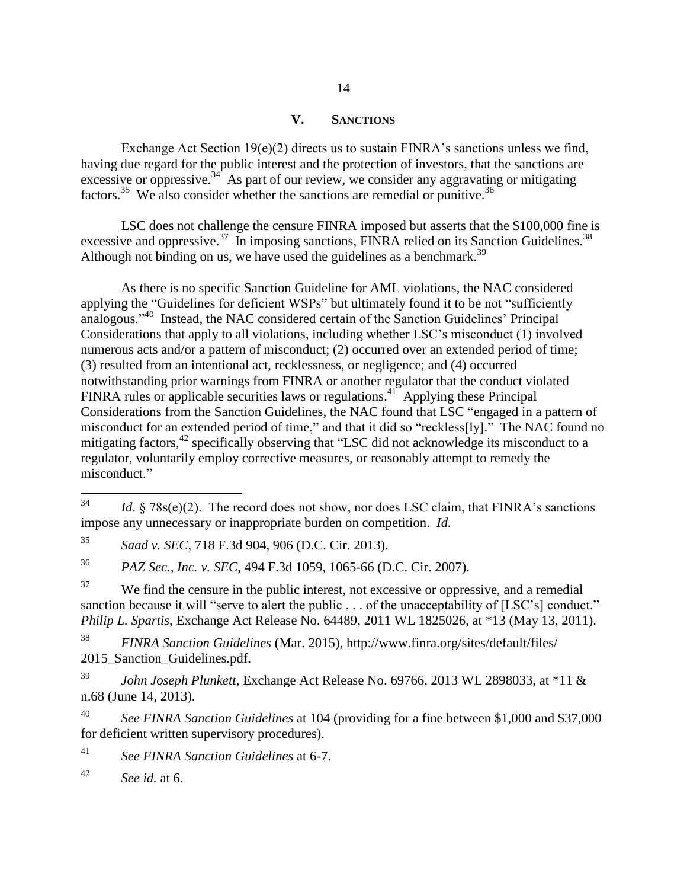## V. SANCTIONS

Exchange Act Section 19(e)(2) directs us to sustain FINRA's sanctions unless we find, having due regard for the public interest and the protection of investors, that the sanctions are excessive or oppressive.[34] As part of our review, we consider any aggravating or mitigating factors.[35] We also consider whether the sanctions are remedial or punitive.[36]

LSC does not challenge the censure FINRA imposed but asserts that the \$100,000 fine is excessive and oppressive.[37] In imposing sanctions, FINRA relied on its Sanction Guidelines.[38] Although not binding on us, we have used the guidelines as a benchmark.[39]

As there is no specific Sanction Guideline for AML violations, the NAC considered applying the "Guidelines for deficient WSPs" but ultimately found it to be not "sufficiently analogous."[40] Instead, the NAC considered certain of the Sanction Guidelines' Principal Considerations that apply to all violations, including whether LSC's misconduct (1) involved numerous acts and/or a pattern of misconduct; (2) occurred over an extended period of time; (3) resulted from an intentional act, recklessness, or negligence; and (4) occurred notwithstanding prior warnings from FINRA or another regulator that the conduct violated FINRA rules or applicable securities laws or regulations.[41] Applying these Principal Considerations from the Sanction Guidelines, the NAC found that LSC "engaged in a pattern of misconduct for an extended period of time," and that it did so "reckless[ly]." The NAC found no mitigating factors,[42] specifically observing that "LSC did not acknowledge its misconduct to a regulator, voluntarily employ corrective measures, or reasonably attempt to remedy the misconduct."

---

[34] *Id*. § 78s(e)(2). The record does not show, nor does LSC claim, that FINRA's sanctions impose any unnecessary or inappropriate burden on competition. *Id.*

[35] *Saad v. SEC*, 718 F.3d 904, 906 (D.C. Cir. 2013).

[36] *PAZ Sec., Inc. v. SEC*, 494 F.3d 1059, 1065-66 (D.C. Cir. 2007).

[37] We find the censure in the public interest, not excessive or oppressive, and a remedial sanction because it will "serve to alert the public . . . of the unacceptability of [LSC's] conduct." *Philip L. Spartis*, Exchange Act Release No. 64489, 2011 WL 1825026, at *13 (May 13, 2011).

[38] *FINRA Sanction Guidelines* (Mar. 2015), http://www.finra.org/sites/default/files/2015_Sanction_Guidelines.pdf.

[39] *John Joseph Plunkett*, Exchange Act Release No. 69766, 2013 WL 2898033, at *11 & n.68 (June 14, 2013).

[40] *See FINRA Sanction Guidelines* at 104 (providing for a fine between \$1,000 and \$37,000 for deficient written supervisory procedures).

[41] *See FINRA Sanction Guidelines* at 6-7.

[42] *See id.* at 6.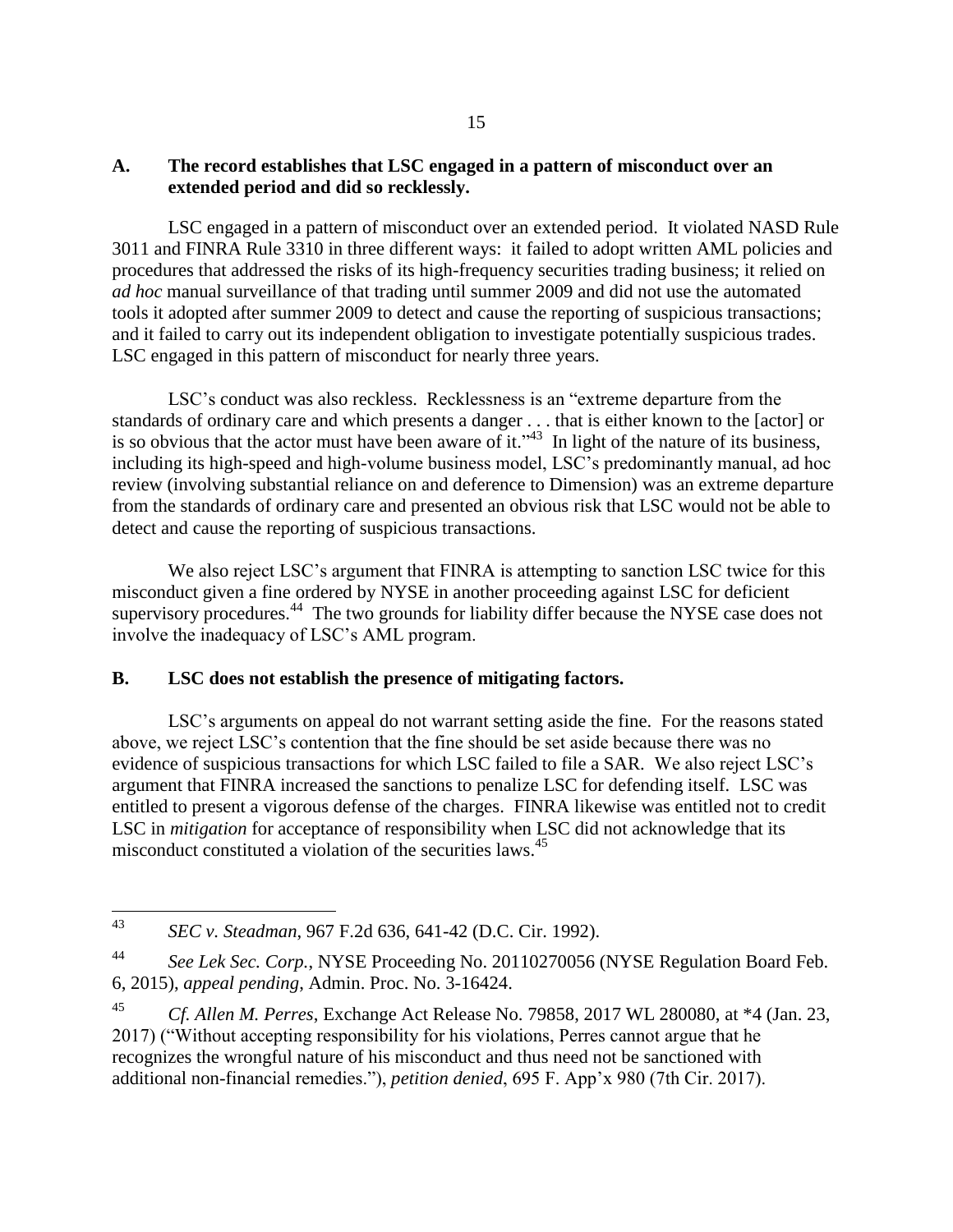### A. The record establishes that LSC engaged in a pattern of misconduct over an extended period and did so recklessly.

LSC engaged in a pattern of misconduct over an extended period. It violated NASD Rule 3011 and FINRA Rule 3310 in three different ways: it failed to adopt written AML policies and procedures that addressed the risks of its high-frequency securities trading business; it relied on *ad hoc* manual surveillance of that trading until summer 2009 and did not use the automated tools it adopted after summer 2009 to detect and cause the reporting of suspicious transactions; and it failed to carry out its independent obligation to investigate potentially suspicious trades. LSC engaged in this pattern of misconduct for nearly three years.

LSC's conduct was also reckless. Recklessness is an "extreme departure from the standards of ordinary care and which presents a danger . . . that is either known to the [actor] or is so obvious that the actor must have been aware of it."[43] In light of the nature of its business, including its high-speed and high-volume business model, LSC's predominantly manual, ad hoc review (involving substantial reliance on and deference to Dimension) was an extreme departure from the standards of ordinary care and presented an obvious risk that LSC would not be able to detect and cause the reporting of suspicious transactions.

We also reject LSC's argument that FINRA is attempting to sanction LSC twice for this misconduct given a fine ordered by NYSE in another proceeding against LSC for deficient supervisory procedures.[44] The two grounds for liability differ because the NYSE case does not involve the inadequacy of LSC's AML program.

### B. LSC does not establish the presence of mitigating factors.

LSC's arguments on appeal do not warrant setting aside the fine. For the reasons stated above, we reject LSC's contention that the fine should be set aside because there was no evidence of suspicious transactions for which LSC failed to file a SAR. We also reject LSC's argument that FINRA increased the sanctions to penalize LSC for defending itself. LSC was entitled to present a vigorous defense of the charges. FINRA likewise was entitled not to credit LSC in *mitigation* for acceptance of responsibility when LSC did not acknowledge that its misconduct constituted a violation of the securities laws.[45]

---

[43] *SEC v. Steadman*, 967 F.2d 636, 641-42 (D.C. Cir. 1992).

[44] *See Lek Sec. Corp.*, NYSE Proceeding No. 20110270056 (NYSE Regulation Board Feb. 6, 2015), *appeal pending*, Admin. Proc. No. 3-16424.

[45] *Cf. Allen M. Perres*, Exchange Act Release No. 79858, 2017 WL 280080, at *4 (Jan. 23, 2017) ("Without accepting responsibility for his violations, Perres cannot argue that he recognizes the wrongful nature of his misconduct and thus need not be sanctioned with additional non-financial remedies."), *petition denied*, 695 F. App'x 980 (7th Cir. 2017).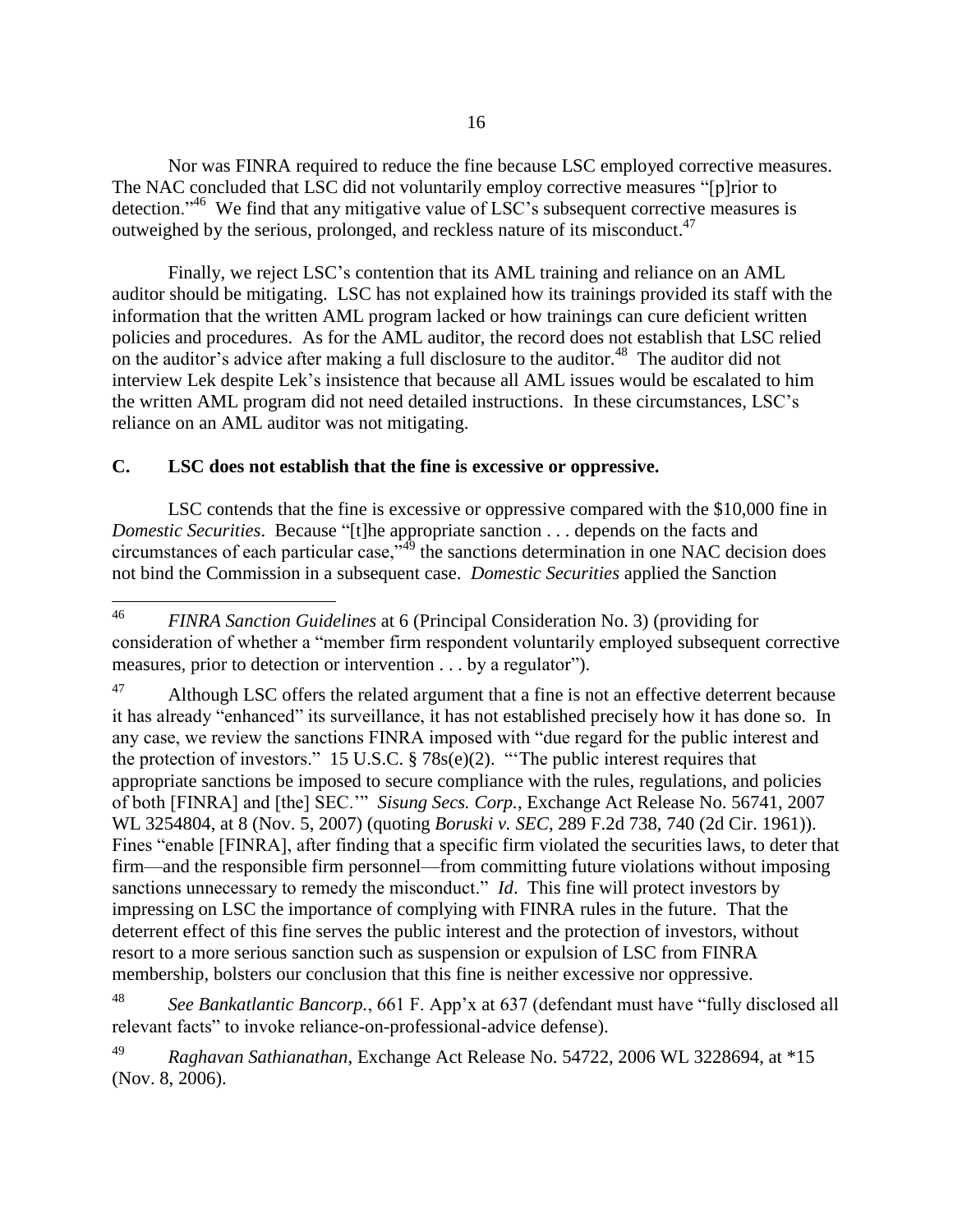Nor was FINRA required to reduce the fine because LSC employed corrective measures. The NAC concluded that LSC did not voluntarily employ corrective measures "[p]rior to detection."[46] We find that any mitigative value of LSC's subsequent corrective measures is outweighed by the serious, prolonged, and reckless nature of its misconduct.[47]

Finally, we reject LSC's contention that its AML training and reliance on an AML auditor should be mitigating. LSC has not explained how its trainings provided its staff with the information that the written AML program lacked or how trainings can cure deficient written policies and procedures. As for the AML auditor, the record does not establish that LSC relied on the auditor's advice after making a full disclosure to the auditor.[48] The auditor did not interview Lek despite Lek's insistence that because all AML issues would be escalated to him the written AML program did not need detailed instructions. In these circumstances, LSC's reliance on an AML auditor was not mitigating.

### C. LSC does not establish that the fine is excessive or oppressive.

LSC contends that the fine is excessive or oppressive compared with the $10,000 fine in *Domestic Securities*. Because "[t]he appropriate sanction . . . depends on the facts and circumstances of each particular case,"[49] the sanctions determination in one NAC decision does not bind the Commission in a subsequent case. *Domestic Securities* applied the Sanction

---

[46] *FINRA Sanction Guidelines* at 6 (Principal Consideration No. 3) (providing for consideration of whether a "member firm respondent voluntarily employed subsequent corrective measures, prior to detection or intervention . . . by a regulator").

[47] Although LSC offers the related argument that a fine is not an effective deterrent because it has already "enhanced" its surveillance, it has not established precisely how it has done so. In any case, we review the sanctions FINRA imposed with "due regard for the public interest and the protection of investors." 15 U.S.C. § 78s(e)(2). "'The public interest requires that appropriate sanctions be imposed to secure compliance with the rules, regulations, and policies of both [FINRA] and [the] SEC.'" *Sisung Secs. Corp.*, Exchange Act Release No. 56741, 2007 WL 3254804, at 8 (Nov. 5, 2007) (quoting *Boruski v. SEC*, 289 F.2d 738, 740 (2d Cir. 1961)). Fines "enable [FINRA], after finding that a specific firm violated the securities laws, to deter that firm—and the responsible firm personnel—from committing future violations without imposing sanctions unnecessary to remedy the misconduct." *Id*. This fine will protect investors by impressing on LSC the importance of complying with FINRA rules in the future. That the deterrent effect of this fine serves the public interest and the protection of investors, without resort to a more serious sanction such as suspension or expulsion of LSC from FINRA membership, bolsters our conclusion that this fine is neither excessive nor oppressive.

[48] *See Bankatlantic Bancorp.*, 661 F. App'x at 637 (defendant must have "fully disclosed all relevant facts" to invoke reliance-on-professional-advice defense).

[49] *Raghavan Sathianathan*, Exchange Act Release No. 54722, 2006 WL 3228694, at *15 (Nov. 8, 2006).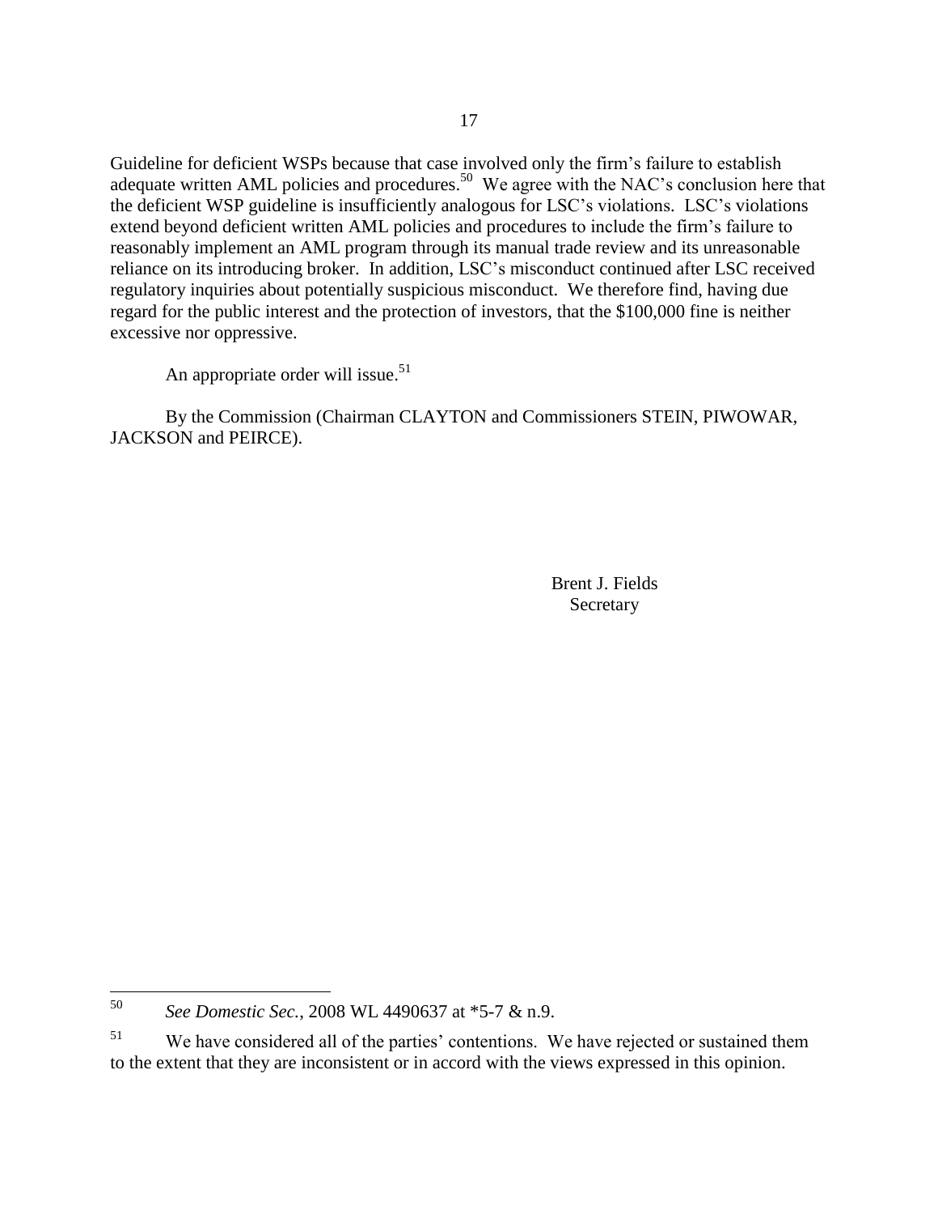Guideline for deficient WSPs because that case involved only the firm's failure to establish adequate written AML policies and procedures.[50] We agree with the NAC's conclusion here that the deficient WSP guideline is insufficiently analogous for LSC's violations. LSC's violations extend beyond deficient written AML policies and procedures to include the firm's failure to reasonably implement an AML program through its manual trade review and its unreasonable reliance on its introducing broker. In addition, LSC's misconduct continued after LSC received regulatory inquiries about potentially suspicious misconduct. We therefore find, having due regard for the public interest and the protection of investors, that the $100,000 fine is neither excessive nor oppressive.

An appropriate order will issue.[51]

By the Commission (Chairman CLAYTON and Commissioners STEIN, PIWOWAR, JACKSON and PEIRCE).

Brent J. Fields
Secretary

---

[50] *See Domestic Sec.*, 2008 WL 4490637 at *5-7 & n.9.

[51] We have considered all of the parties' contentions. We have rejected or sustained them to the extent that they are inconsistent or in accord with the views expressed in this opinion.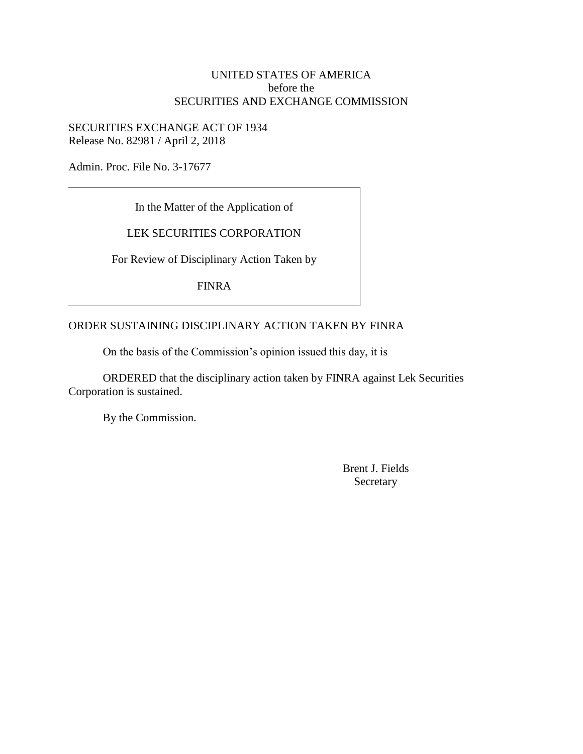UNITED STATES OF AMERICA
before the
SECURITIES AND EXCHANGE COMMISSION

SECURITIES EXCHANGE ACT OF 1934
Release No. 82981 / April 2, 2018

Admin. Proc. File No. 3-17677

In the Matter of the Application of

LEK SECURITIES CORPORATION

For Review of Disciplinary Action Taken by

FINRA

ORDER SUSTAINING DISCIPLINARY ACTION TAKEN BY FINRA

On the basis of the Commission's opinion issued this day, it is

ORDERED that the disciplinary action taken by FINRA against Lek Securities Corporation is sustained.

By the Commission.

Brent J. Fields
Secretary